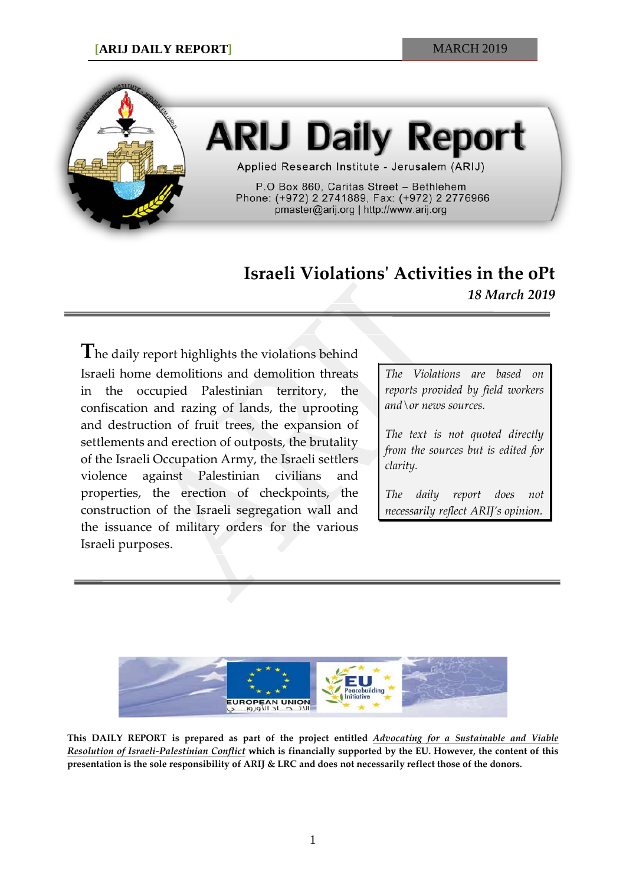# ARIJ Daily Report

Applied Research Institute - Jerusalem (ARIJ)

P.O Box 860, Caritas Street – Bethlehem
Phone: (+972) 2 2741889, Fax: (+972) 2 2776966
pmaster@arij.org | http://www.arij.org

## Israeli Violations' Activities in the oPt

*18 March 2019*

The daily report highlights the violations behind Israeli home demolitions and demolition threats in the occupied Palestinian territory, the confiscation and razing of lands, the uprooting and destruction of fruit trees, the expansion of settlements and erection of outposts, the brutality of the Israeli Occupation Army, the Israeli settlers violence against Palestinian civilians and properties, the erection of checkpoints, the construction of the Israeli segregation wall and the issuance of military orders for the various Israeli purposes.

*The Violations are based on reports provided by field workers and\or news sources.*

*The text is not quoted directly from the sources but is edited for clarity.*

*The daily report does not necessarily reflect ARIJ's opinion.*

**This DAILY REPORT is prepared as part of the project entitled *Advocating for a Sustainable and Viable Resolution of Israeli-Palestinian Conflict* which is financially supported by the EU. However, the content of this presentation is the sole responsibility of ARIJ & LRC and does not necessarily reflect those of the donors.**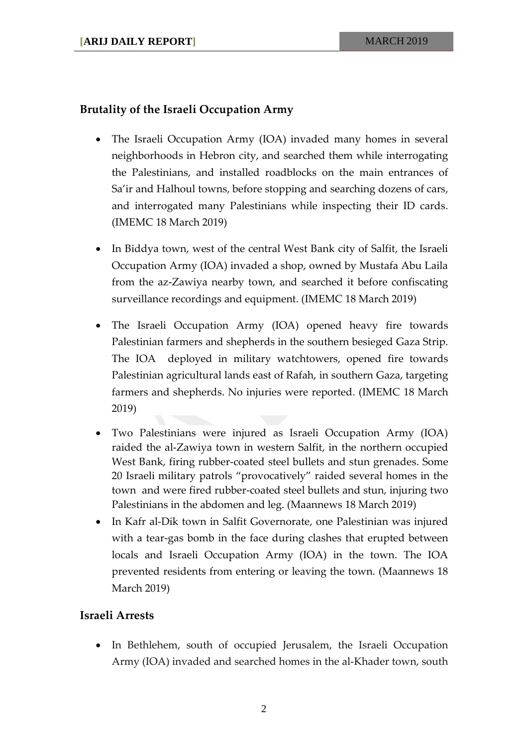## Brutality of the Israeli Occupation Army

- The Israeli Occupation Army (IOA) invaded many homes in several neighborhoods in Hebron city, and searched them while interrogating the Palestinians, and installed roadblocks on the main entrances of Sa'ir and Halhoul towns, before stopping and searching dozens of cars, and interrogated many Palestinians while inspecting their ID cards. (IMEMC 18 March 2019)

- In Biddya town, west of the central West Bank city of Salfit, the Israeli Occupation Army (IOA) invaded a shop, owned by Mustafa Abu Laila from the az-Zawiya nearby town, and searched it before confiscating surveillance recordings and equipment. (IMEMC 18 March 2019)

- The Israeli Occupation Army (IOA) opened heavy fire towards Palestinian farmers and shepherds in the southern besieged Gaza Strip. The IOA deployed in military watchtowers, opened fire towards Palestinian agricultural lands east of Rafah, in southern Gaza, targeting farmers and shepherds. No injuries were reported. (IMEMC 18 March 2019)

- Two Palestinians were injured as Israeli Occupation Army (IOA) raided the al-Zawiya town in western Salfit, in the northern occupied West Bank, firing rubber-coated steel bullets and stun grenades. Some 20 Israeli military patrols "provocatively" raided several homes in the town and were fired rubber-coated steel bullets and stun, injuring two Palestinians in the abdomen and leg. (Maannews 18 March 2019)
- In Kafr al-Dik town in Salfit Governorate, one Palestinian was injured with a tear-gas bomb in the face during clashes that erupted between locals and Israeli Occupation Army (IOA) in the town. The IOA prevented residents from entering or leaving the town. (Maannews 18 March 2019)

## Israeli Arrests

- In Bethlehem, south of occupied Jerusalem, the Israeli Occupation Army (IOA) invaded and searched homes in the al-Khader town, south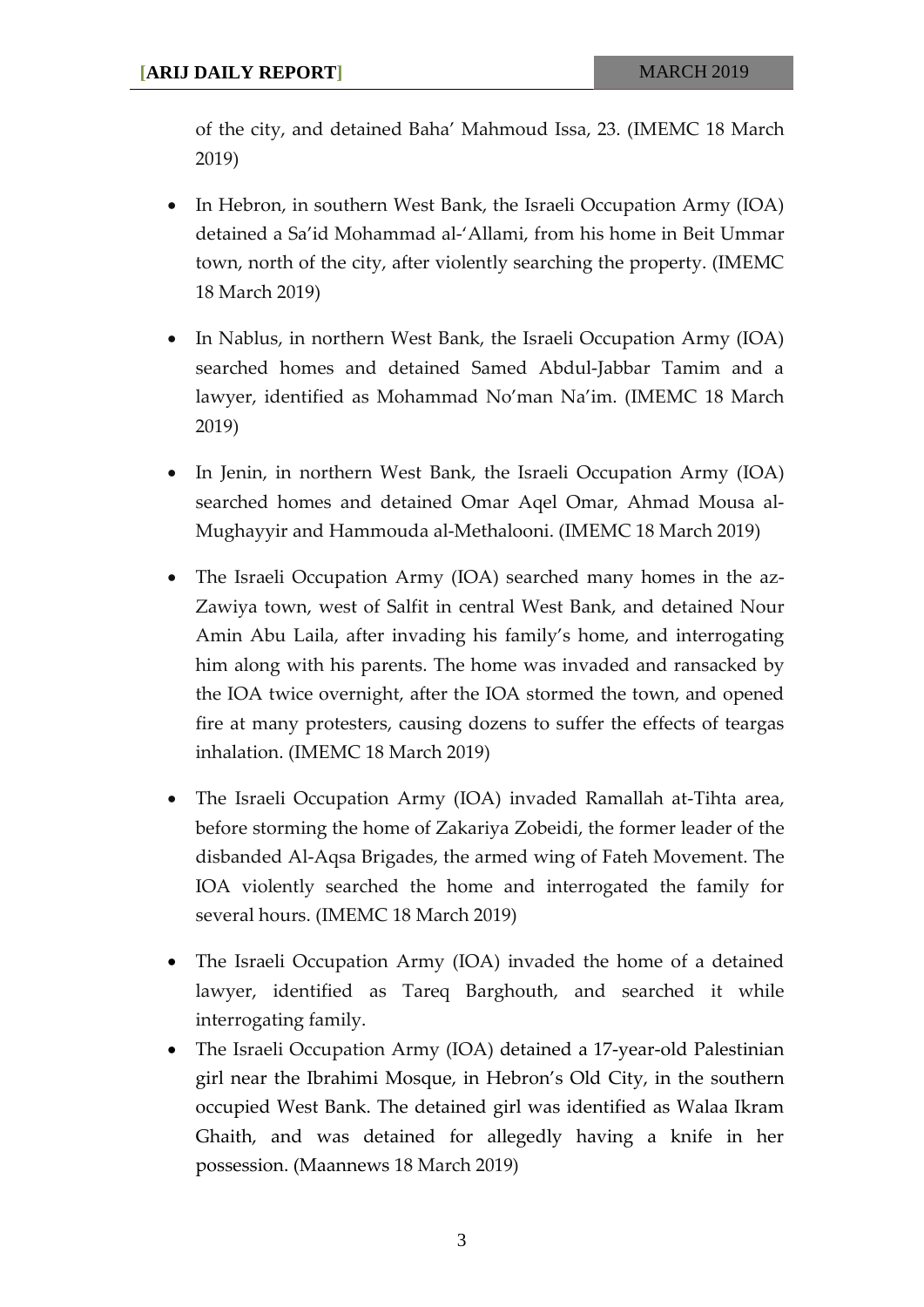of the city, and detained Baha' Mahmoud Issa, 23. (IMEMC 18 March 2019)

- In Hebron, in southern West Bank, the Israeli Occupation Army (IOA) detained a Sa'id Mohammad al-'Allami, from his home in Beit Ummar town, north of the city, after violently searching the property. (IMEMC 18 March 2019)

- In Nablus, in northern West Bank, the Israeli Occupation Army (IOA) searched homes and detained Samed Abdul-Jabbar Tamim and a lawyer, identified as Mohammad No'man Na'im. (IMEMC 18 March 2019)

- In Jenin, in northern West Bank, the Israeli Occupation Army (IOA) searched homes and detained Omar Aqel Omar, Ahmad Mousa al-Mughayyir and Hammouda al-Methalooni. (IMEMC 18 March 2019)

- The Israeli Occupation Army (IOA) searched many homes in the az-Zawiya town, west of Salfit in central West Bank, and detained Nour Amin Abu Laila, after invading his family's home, and interrogating him along with his parents. The home was invaded and ransacked by the IOA twice overnight, after the IOA stormed the town, and opened fire at many protesters, causing dozens to suffer the effects of teargas inhalation. (IMEMC 18 March 2019)

- The Israeli Occupation Army (IOA) invaded Ramallah at-Tihta area, before storming the home of Zakariya Zobeidi, the former leader of the disbanded Al-Aqsa Brigades, the armed wing of Fateh Movement. The IOA violently searched the home and interrogated the family for several hours. (IMEMC 18 March 2019)

- The Israeli Occupation Army (IOA) invaded the home of a detained lawyer, identified as Tareq Barghouth, and searched it while interrogating family.
- The Israeli Occupation Army (IOA) detained a 17-year-old Palestinian girl near the Ibrahimi Mosque, in Hebron's Old City, in the southern occupied West Bank. The detained girl was identified as Walaa Ikram Ghaith, and was detained for allegedly having a knife in her possession. (Maannews 18 March 2019)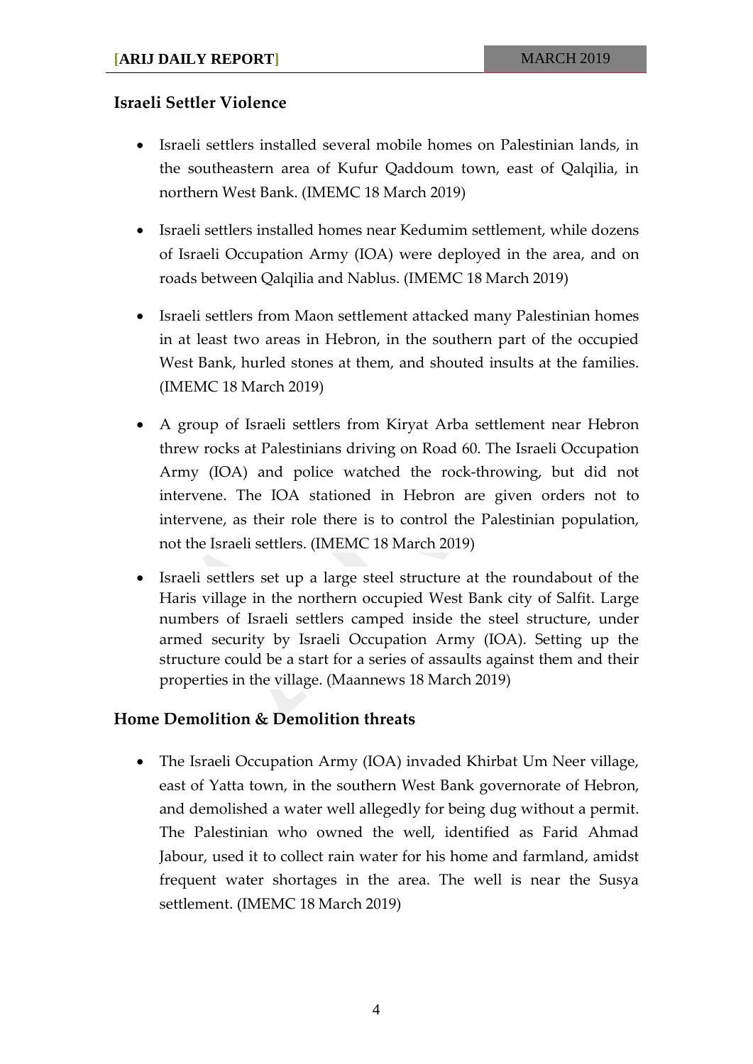## Israeli Settler Violence

- Israeli settlers installed several mobile homes on Palestinian lands, in the southeastern area of Kufur Qaddoum town, east of Qalqilia, in northern West Bank. (IMEMC 18 March 2019)

- Israeli settlers installed homes near Kedumim settlement, while dozens of Israeli Occupation Army (IOA) were deployed in the area, and on roads between Qalqilia and Nablus. (IMEMC 18 March 2019)

- Israeli settlers from Maon settlement attacked many Palestinian homes in at least two areas in Hebron, in the southern part of the occupied West Bank, hurled stones at them, and shouted insults at the families. (IMEMC 18 March 2019)

- A group of Israeli settlers from Kiryat Arba settlement near Hebron threw rocks at Palestinians driving on Road 60. The Israeli Occupation Army (IOA) and police watched the rock-throwing, but did not intervene. The IOA stationed in Hebron are given orders not to intervene, as their role there is to control the Palestinian population, not the Israeli settlers. (IMEMC 18 March 2019)

- Israeli settlers set up a large steel structure at the roundabout of the Haris village in the northern occupied West Bank city of Salfit. Large numbers of Israeli settlers camped inside the steel structure, under armed security by Israeli Occupation Army (IOA). Setting up the structure could be a start for a series of assaults against them and their properties in the village. (Maannews 18 March 2019)

## Home Demolition & Demolition threats

- The Israeli Occupation Army (IOA) invaded Khirbat Um Neer village, east of Yatta town, in the southern West Bank governorate of Hebron, and demolished a water well allegedly for being dug without a permit. The Palestinian who owned the well, identified as Farid Ahmad Jabour, used it to collect rain water for his home and farmland, amidst frequent water shortages in the area. The well is near the Susya settlement. (IMEMC 18 March 2019)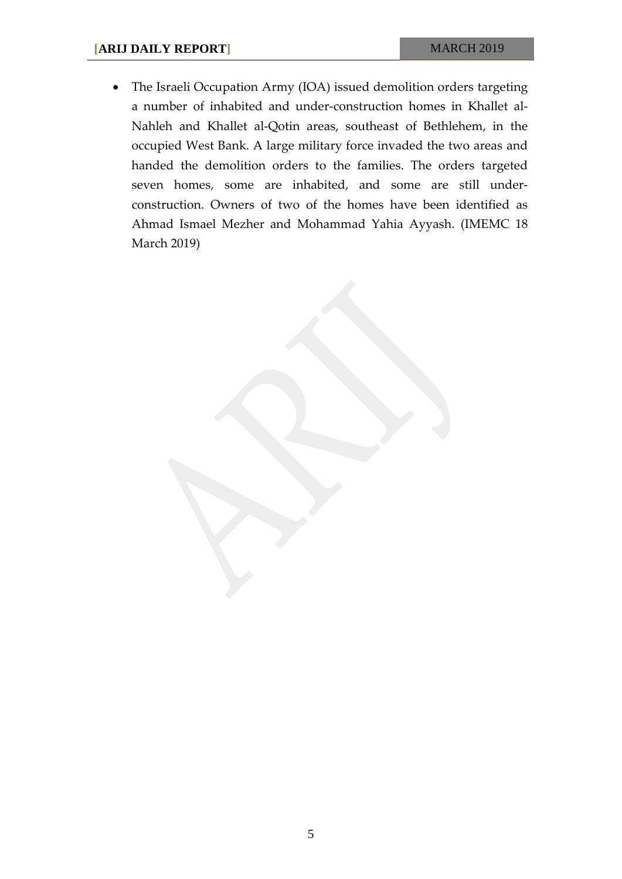- The Israeli Occupation Army (IOA) issued demolition orders targeting a number of inhabited and under-construction homes in Khallet al-Nahleh and Khallet al-Qotin areas, southeast of Bethlehem, in the occupied West Bank. A large military force invaded the two areas and handed the demolition orders to the families. The orders targeted seven homes, some are inhabited, and some are still under-construction. Owners of two of the homes have been identified as Ahmad Ismael Mezher and Mohammad Yahia Ayyash. (IMEMC 18 March 2019)